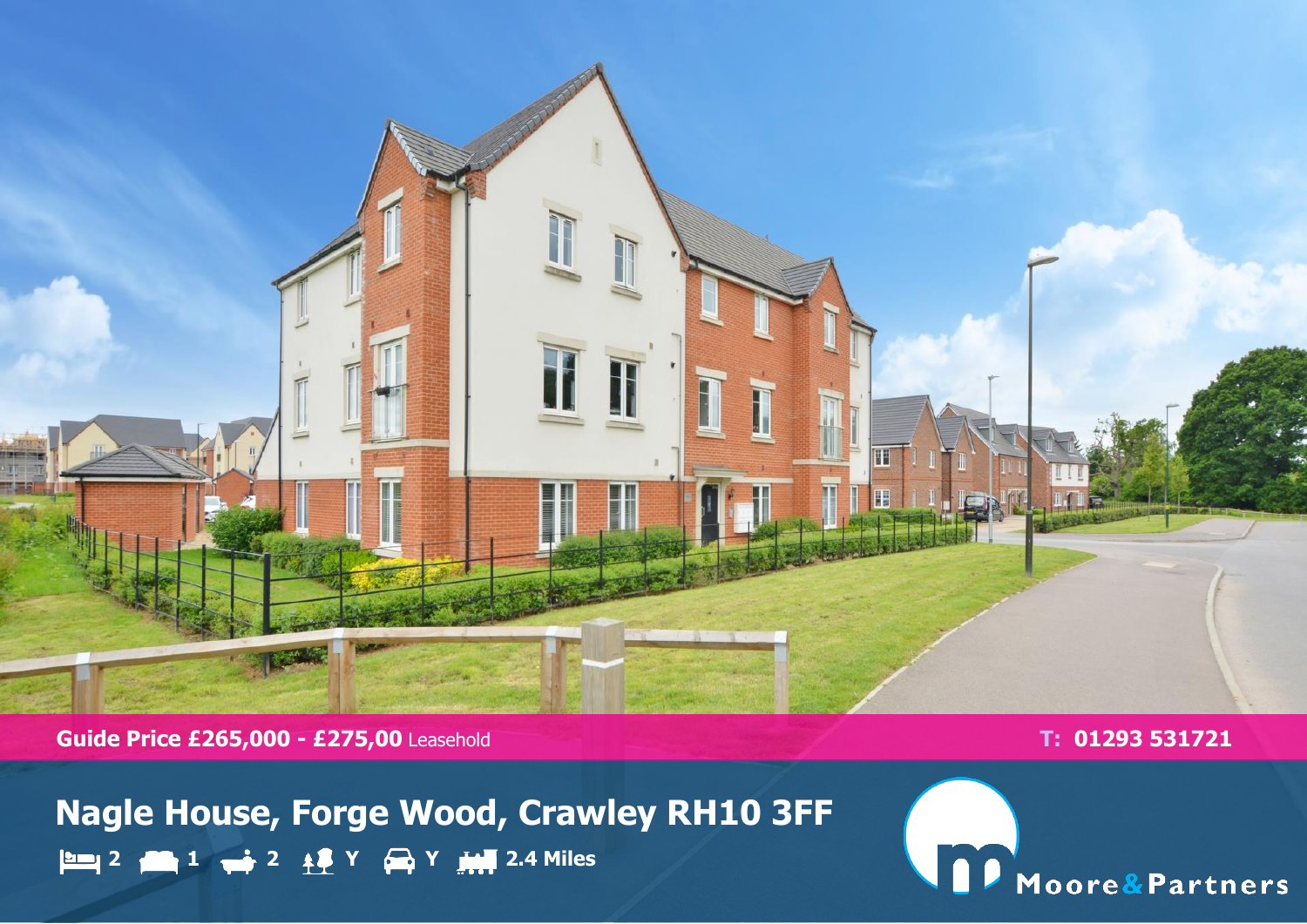**Guide Price £265,000 - £275,00** Leasehold

**T: 01293 531721**

# Nagle House, Forge Wood, Crawley RH10 3FF

2 | 1 | 2 | Y | Y | 2.4 Miles

Moore&Partners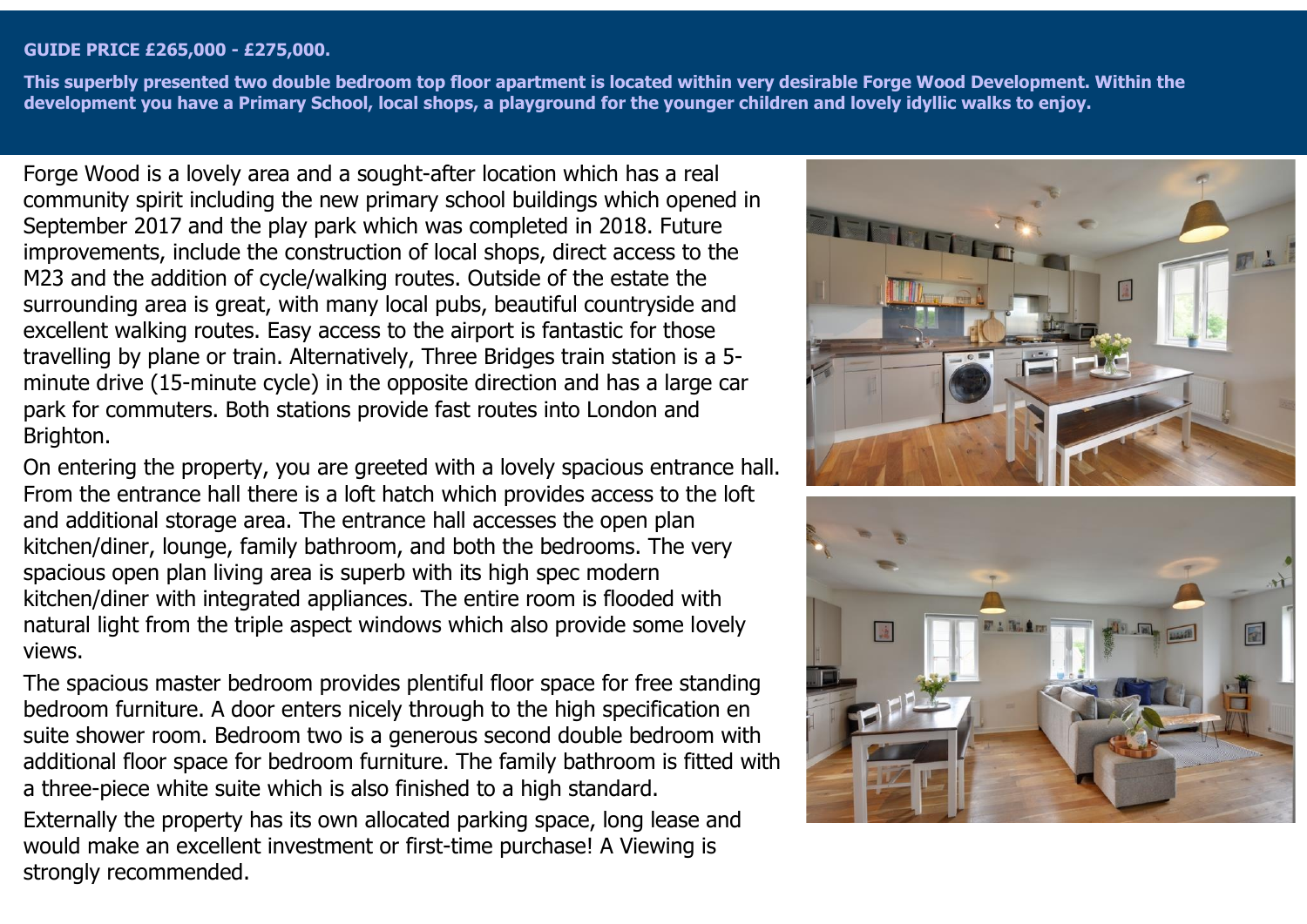**GUIDE PRICE £265,000 - £275,000.**

**This superbly presented two double bedroom top floor apartment is located within very desirable Forge Wood Development. Within the development you have a Primary School, local shops, a playground for the younger children and lovely idyllic walks to enjoy.**

Forge Wood is a lovely area and a sought-after location which has a real community spirit including the new primary school buildings which opened in September 2017 and the play park which was completed in 2018. Future improvements, include the construction of local shops, direct access to the M23 and the addition of cycle/walking routes. Outside of the estate the surrounding area is great, with many local pubs, beautiful countryside and excellent walking routes. Easy access to the airport is fantastic for those travelling by plane or train. Alternatively, Three Bridges train station is a 5-minute drive (15-minute cycle) in the opposite direction and has a large car park for commuters. Both stations provide fast routes into London and Brighton.

On entering the property, you are greeted with a lovely spacious entrance hall. From the entrance hall there is a loft hatch which provides access to the loft and additional storage area. The entrance hall accesses the open plan kitchen/diner, lounge, family bathroom, and both the bedrooms. The very spacious open plan living area is superb with its high spec modern kitchen/diner with integrated appliances. The entire room is flooded with natural light from the triple aspect windows which also provide some lovely views.

The spacious master bedroom provides plentiful floor space for free standing bedroom furniture. A door enters nicely through to the high specification en suite shower room. Bedroom two is a generous second double bedroom with additional floor space for bedroom furniture. The family bathroom is fitted with a three-piece white suite which is also finished to a high standard.

Externally the property has its own allocated parking space, long lease and would make an excellent investment or first-time purchase! A Viewing is strongly recommended.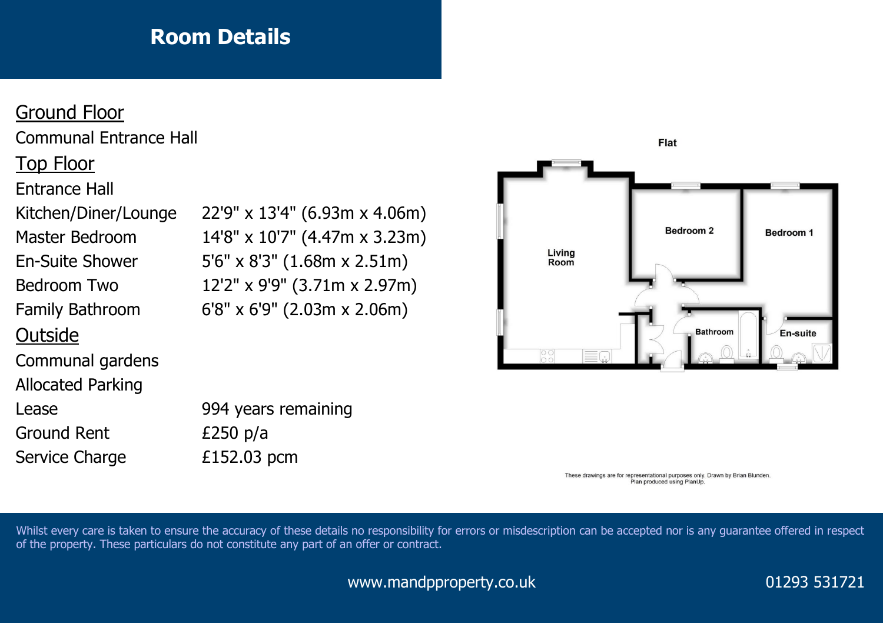# Room Details

## Ground Floor

Communal Entrance Hall

## Top Floor

| | |
|---|---|
| Entrance Hall | |
| Kitchen/Diner/Lounge | 22'9" x 13'4" (6.93m x 4.06m) |
| Master Bedroom | 14'8" x 10'7" (4.47m x 3.23m) |
| En-Suite Shower | 5'6" x 8'3" (1.68m x 2.51m) |
| Bedroom Two | 12'2" x 9'9" (3.71m x 2.97m) |
| Family Bathroom | 6'8" x 6'9" (2.03m x 2.06m) |

## Outside

| | |
|---|---|
| Communal gardens | |
| Allocated Parking | |
| Lease | 994 years remaining |
| Ground Rent | £250 p/a |
| Service Charge | £152.03 pcm |

Flat

Living Room

Bedroom 2

Bedroom 1

Bathroom

En-suite

These drawings are for representational purposes only. Drawn by Brian Blunden.
Plan produced using PlanUp.

Whilst every care is taken to ensure the accuracy of these details no responsibility for errors or misdescription can be accepted nor is any guarantee offered in respect of the property. These particulars do not constitute any part of an offer or contract.

www.mandpproperty.co.uk

01293 531721